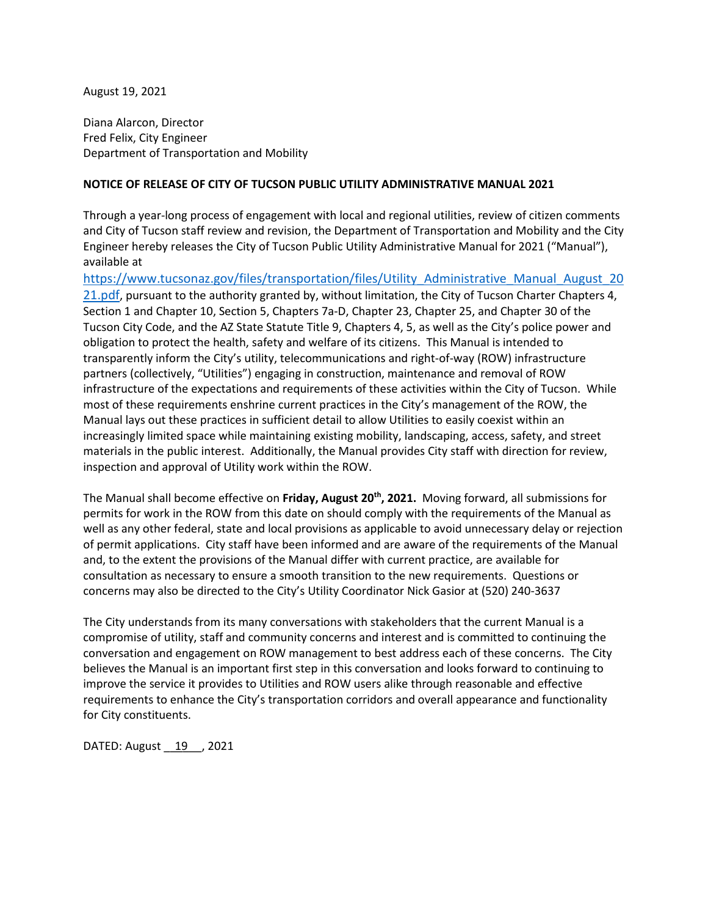August 19, 2021

Diana Alarcon, Director
Fred Felix, City Engineer
Department of Transportation and Mobility

**NOTICE OF RELEASE OF CITY OF TUCSON PUBLIC UTILITY ADMINISTRATIVE MANUAL 2021**

Through a year-long process of engagement with local and regional utilities, review of citizen comments and City of Tucson staff review and revision, the Department of Transportation and Mobility and the City Engineer hereby releases the City of Tucson Public Utility Administrative Manual for 2021 ("Manual"), available at https://www.tucsonaz.gov/files/transportation/files/Utility_Administrative_Manual_August_2021.pdf, pursuant to the authority granted by, without limitation, the City of Tucson Charter Chapters 4, Section 1 and Chapter 10, Section 5, Chapters 7a-D, Chapter 23, Chapter 25, and Chapter 30 of the Tucson City Code, and the AZ State Statute Title 9, Chapters 4, 5, as well as the City's police power and obligation to protect the health, safety and welfare of its citizens. This Manual is intended to transparently inform the City's utility, telecommunications and right-of-way (ROW) infrastructure partners (collectively, "Utilities") engaging in construction, maintenance and removal of ROW infrastructure of the expectations and requirements of these activities within the City of Tucson. While most of these requirements enshrine current practices in the City's management of the ROW, the Manual lays out these practices in sufficient detail to allow Utilities to easily coexist within an increasingly limited space while maintaining existing mobility, landscaping, access, safety, and street materials in the public interest. Additionally, the Manual provides City staff with direction for review, inspection and approval of Utility work within the ROW.

The Manual shall become effective on **Friday, August 20th, 2021.** Moving forward, all submissions for permits for work in the ROW from this date on should comply with the requirements of the Manual as well as any other federal, state and local provisions as applicable to avoid unnecessary delay or rejection of permit applications. City staff have been informed and are aware of the requirements of the Manual and, to the extent the provisions of the Manual differ with current practice, are available for consultation as necessary to ensure a smooth transition to the new requirements. Questions or concerns may also be directed to the City's Utility Coordinator Nick Gasior at (520) 240-3637

The City understands from its many conversations with stakeholders that the current Manual is a compromise of utility, staff and community concerns and interest and is committed to continuing the conversation and engagement on ROW management to best address each of these concerns. The City believes the Manual is an important first step in this conversation and looks forward to continuing to improve the service it provides to Utilities and ROW users alike through reasonable and effective requirements to enhance the City's transportation corridors and overall appearance and functionality for City constituents.

DATED: August \_\_19\_\_, 2021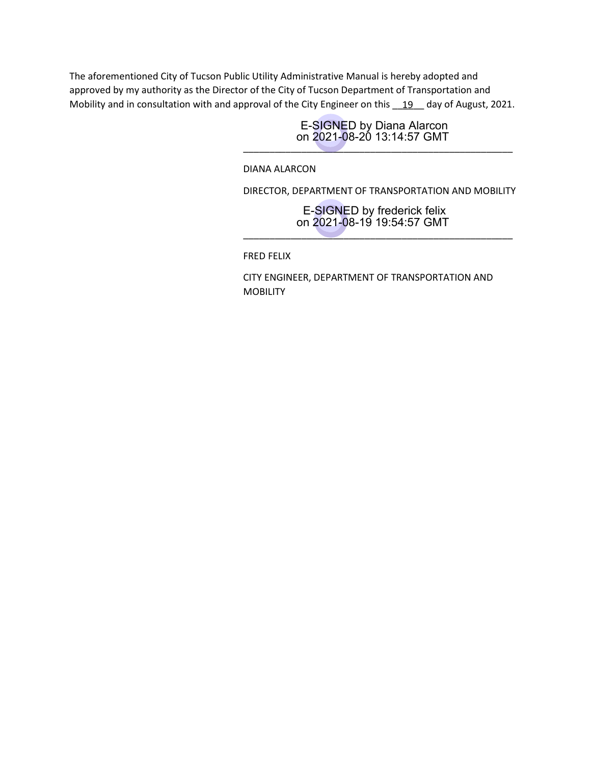The aforementioned City of Tucson Public Utility Administrative Manual is hereby adopted and approved by my authority as the Director of the City of Tucson Department of Transportation and Mobility and in consultation with and approval of the City Engineer on this __19__ day of August, 2021.

E-SIGNED by Diana Alarcon
on 2021-08-20 13:14:57 GMT

______________________________________________

DIANA ALARCON

DIRECTOR, DEPARTMENT OF TRANSPORTATION AND MOBILITY

E-SIGNED by frederick felix
on 2021-08-19 19:54:57 GMT

______________________________________________

FRED FELIX

CITY ENGINEER, DEPARTMENT OF TRANSPORTATION AND MOBILITY